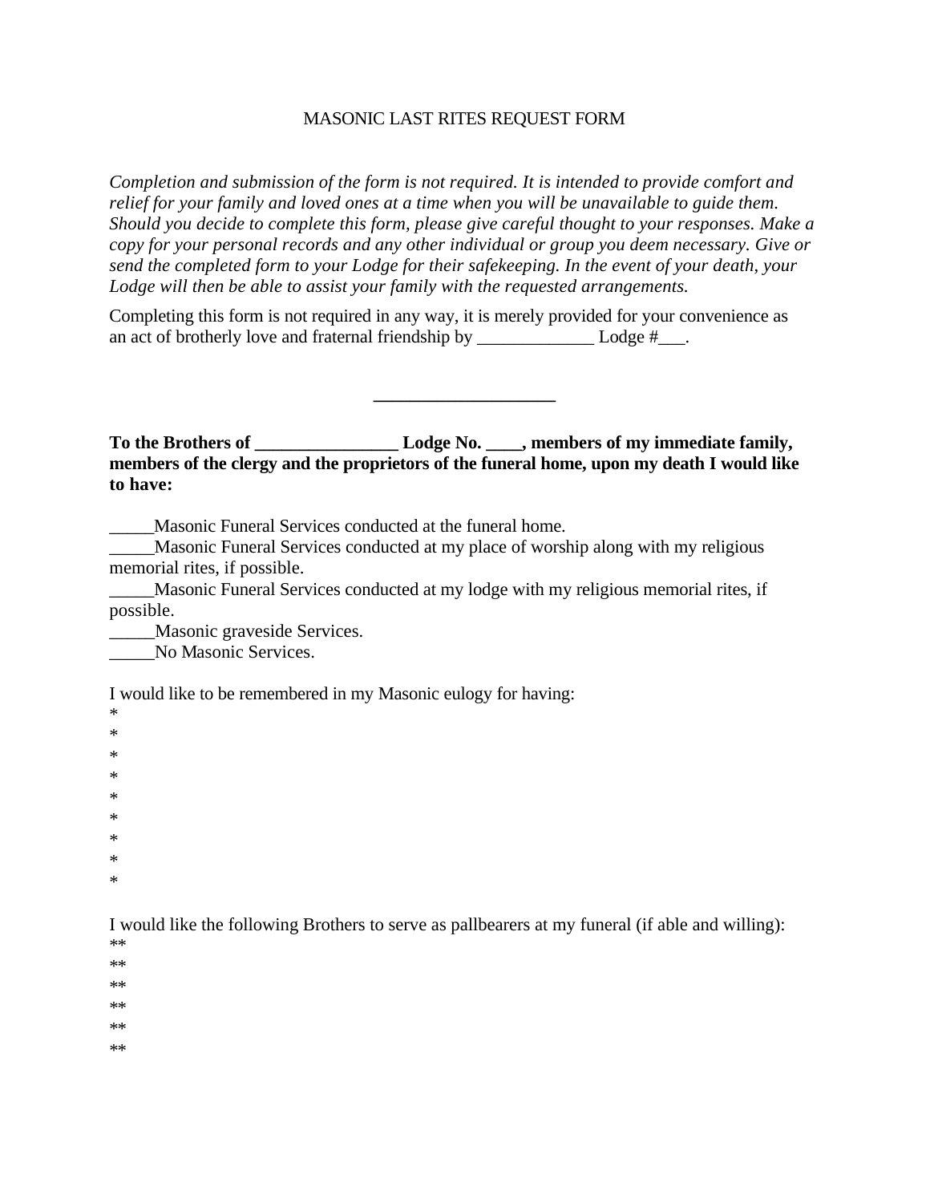MASONIC LAST RITES REQUEST FORM

*Completion and submission of the form is not required. It is intended to provide comfort and relief for your family and loved ones at a time when you will be unavailable to guide them. Should you decide to complete this form, please give careful thought to your responses. Make a copy for your personal records and any other individual or group you deem necessary. Give or send the completed form to your Lodge for their safekeeping. In the event of your death, your Lodge will then be able to assist your family with the requested arrangements.*

Completing this form is not required in any way, it is merely provided for your convenience as an act of brotherly love and fraternal friendship by _____________ Lodge #___.

____________________

**To the Brothers of ________________ Lodge No. ____, members of my immediate family, members of the clergy and the proprietors of the funeral home, upon my death I would like to have:**

_____Masonic Funeral Services conducted at the funeral home.
_____Masonic Funeral Services conducted at my place of worship along with my religious memorial rites, if possible.
_____Masonic Funeral Services conducted at my lodge with my religious memorial rites, if possible.
_____Masonic graveside Services.
_____No Masonic Services.

I would like to be remembered in my Masonic eulogy for having:
*
*
*
*
*
*
*
*
*

I would like the following Brothers to serve as pallbearers at my funeral (if able and willing):
**
**
**
**
**
**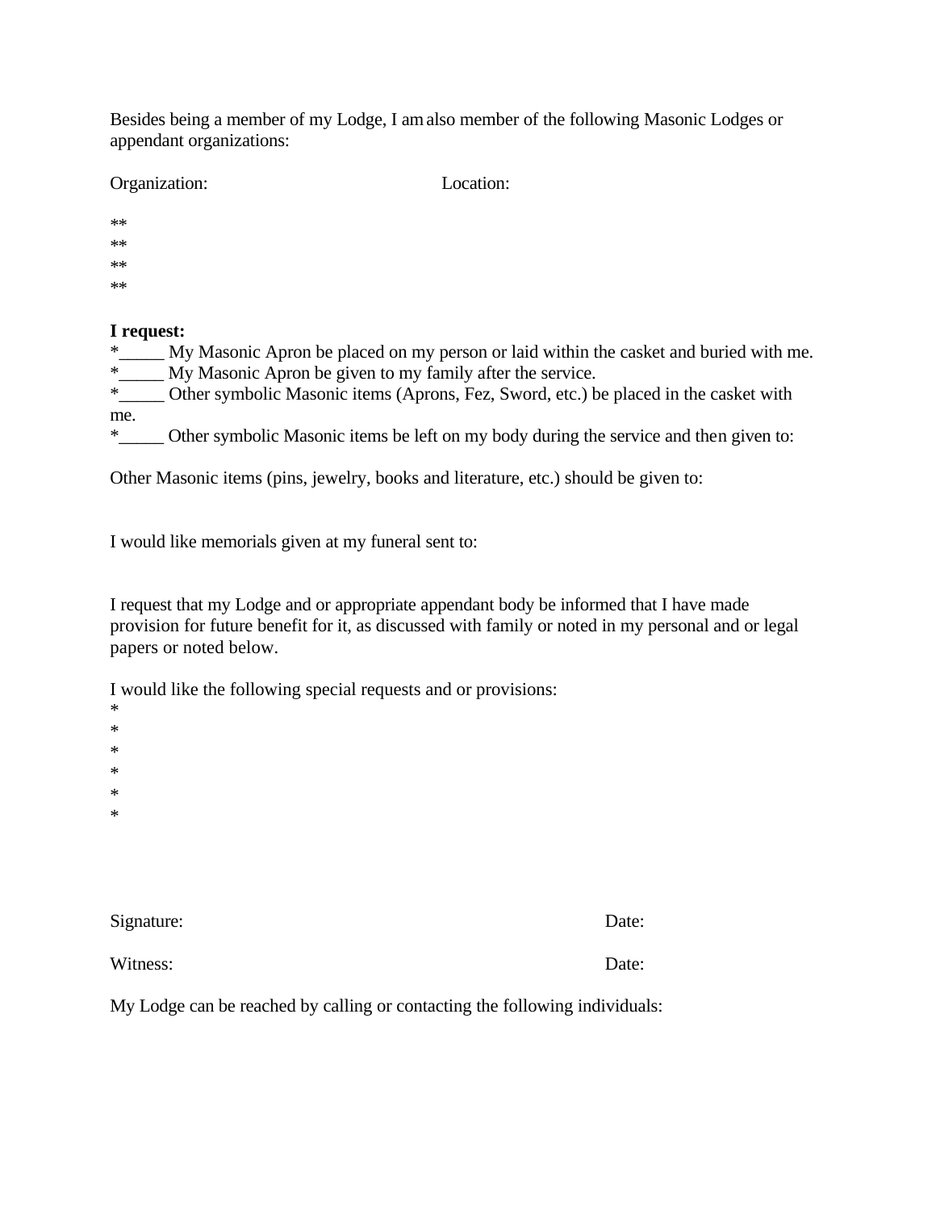Besides being a member of my Lodge, I am also member of the following Masonic Lodges or appendant organizations:

Organization: Location:

**
**
**
**

**I request:**
*_____ My Masonic Apron be placed on my person or laid within the casket and buried with me.
*_____ My Masonic Apron be given to my family after the service.
*_____ Other symbolic Masonic items (Aprons, Fez, Sword, etc.) be placed in the casket with me.
*_____ Other symbolic Masonic items be left on my body during the service and then given to:

Other Masonic items (pins, jewelry, books and literature, etc.) should be given to:

I would like memorials given at my funeral sent to:

I request that my Lodge and or appropriate appendant body be informed that I have made provision for future benefit for it, as discussed with family or noted in my personal and or legal papers or noted below.

I would like the following special requests and or provisions:
*
*
*
*
*
*

Signature: Date:

Witness: Date:

My Lodge can be reached by calling or contacting the following individuals: